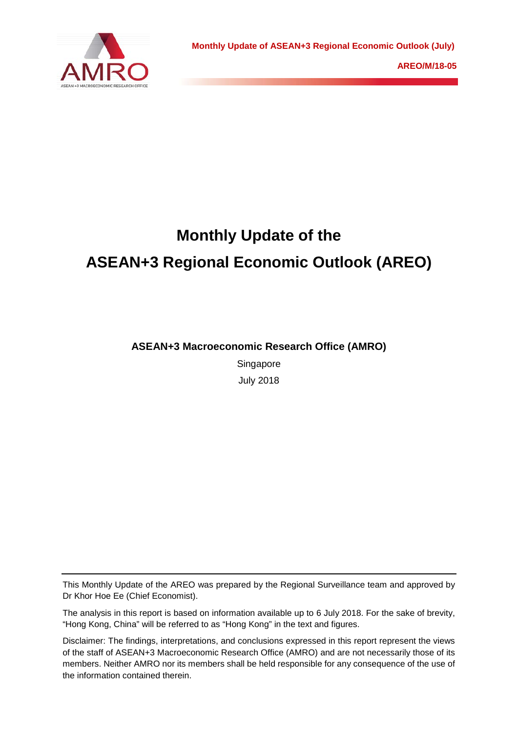Monthly Update of ASEAN+3 Regional Economic Outlook (July)

AREO/M/18-05

# Monthly Update of the
# ASEAN+3 Regional Economic Outlook (AREO)

**ASEAN+3 Macroeconomic Research Office (AMRO)**

Singapore

July 2018

---

This Monthly Update of the AREO was prepared by the Regional Surveillance team and approved by Dr Khor Hoe Ee (Chief Economist).

The analysis in this report is based on information available up to 6 July 2018. For the sake of brevity, “Hong Kong, China” will be referred to as “Hong Kong” in the text and figures.

Disclaimer: The findings, interpretations, and conclusions expressed in this report represent the views of the staff of ASEAN+3 Macroeconomic Research Office (AMRO) and are not necessarily those of its members. Neither AMRO nor its members shall be held responsible for any consequence of the use of the information contained therein.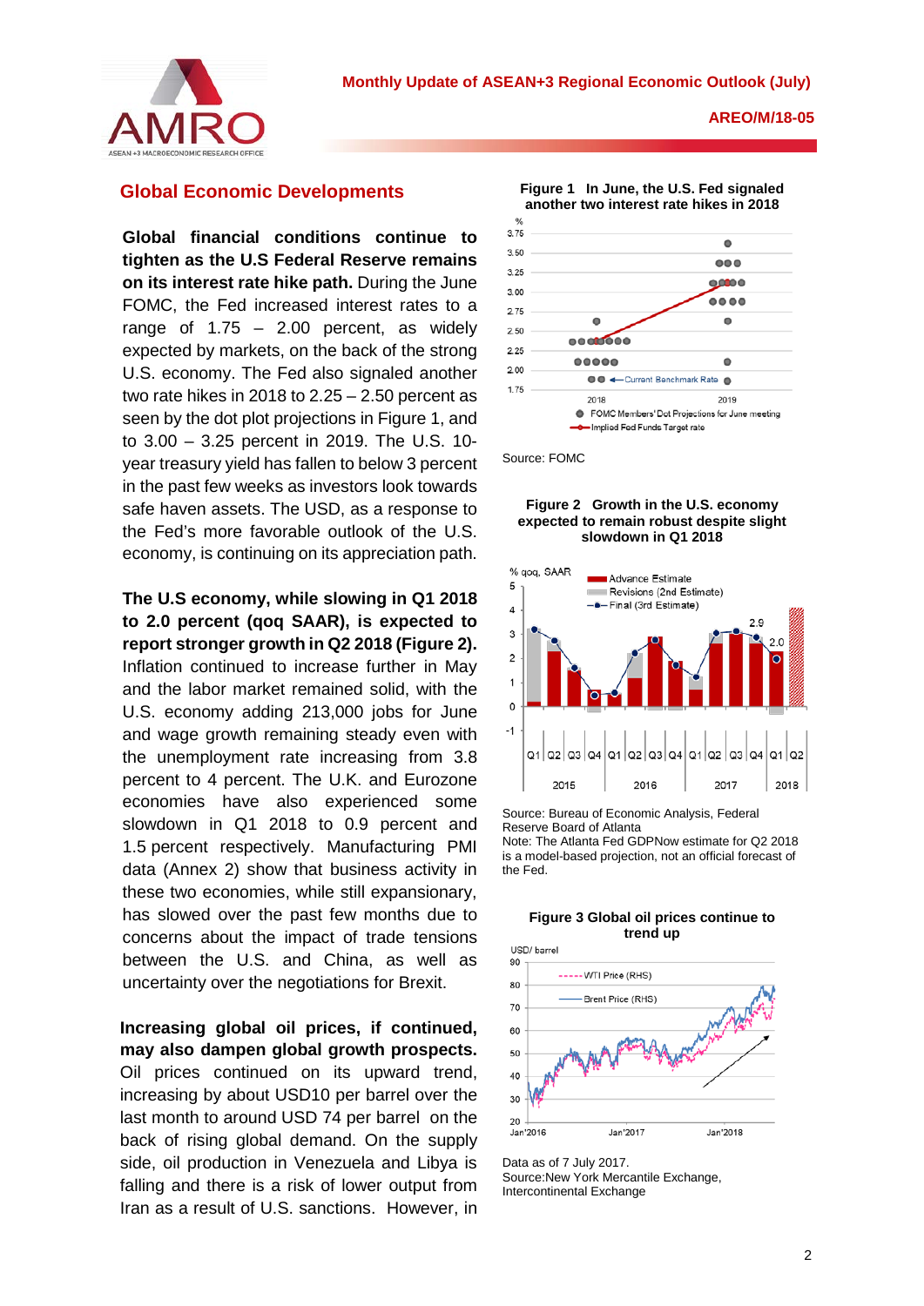## Global Economic Developments

**Global financial conditions continue to tighten as the U.S Federal Reserve remains on its interest rate hike path.** During the June FOMC, the Fed increased interest rates to a range of 1.75 – 2.00 percent, as widely expected by markets, on the back of the strong U.S. economy. The Fed also signaled another two rate hikes in 2018 to 2.25 – 2.50 percent as seen by the dot plot projections in Figure 1, and to 3.00 – 3.25 percent in 2019. The U.S. 10-year treasury yield has fallen to below 3 percent in the past few weeks as investors look towards safe haven assets. The USD, as a response to the Fed's more favorable outlook of the U.S. economy, is continuing on its appreciation path.

**The U.S economy, while slowing in Q1 2018 to 2.0 percent (qoq SAAR), is expected to report stronger growth in Q2 2018 (Figure 2).** Inflation continued to increase further in May and the labor market remained solid, with the U.S. economy adding 213,000 jobs for June and wage growth remaining steady even with the unemployment rate increasing from 3.8 percent to 4 percent. The U.K. and Eurozone economies have also experienced some slowdown in Q1 2018 to 0.9 percent and 1.5 percent respectively. Manufacturing PMI data (Annex 2) show that business activity in these two economies, while still expansionary, has slowed over the past few months due to concerns about the impact of trade tensions between the U.S. and China, as well as uncertainty over the negotiations for Brexit.

**Increasing global oil prices, if continued, may also dampen global growth prospects.** Oil prices continued on its upward trend, increasing by about USD10 per barrel over the last month to around USD 74 per barrel on the back of rising global demand. On the supply side, oil production in Venezuela and Libya is falling and there is a risk of lower output from Iran as a result of U.S. sanctions. However, in

**Figure 1 In June, the U.S. Fed signaled another two interest rate hikes in 2018**

Source: FOMC

**Figure 2 Growth in the U.S. economy expected to remain robust despite slight slowdown in Q1 2018**

Source: Bureau of Economic Analysis, Federal Reserve Board of Atlanta
Note: The Atlanta Fed GDPNow estimate for Q2 2018 is a model-based projection, not an official forecast of the Fed.

**Figure 3 Global oil prices continue to trend up**

Data as of 7 July 2017.
Source:New York Mercantile Exchange, Intercontinental Exchange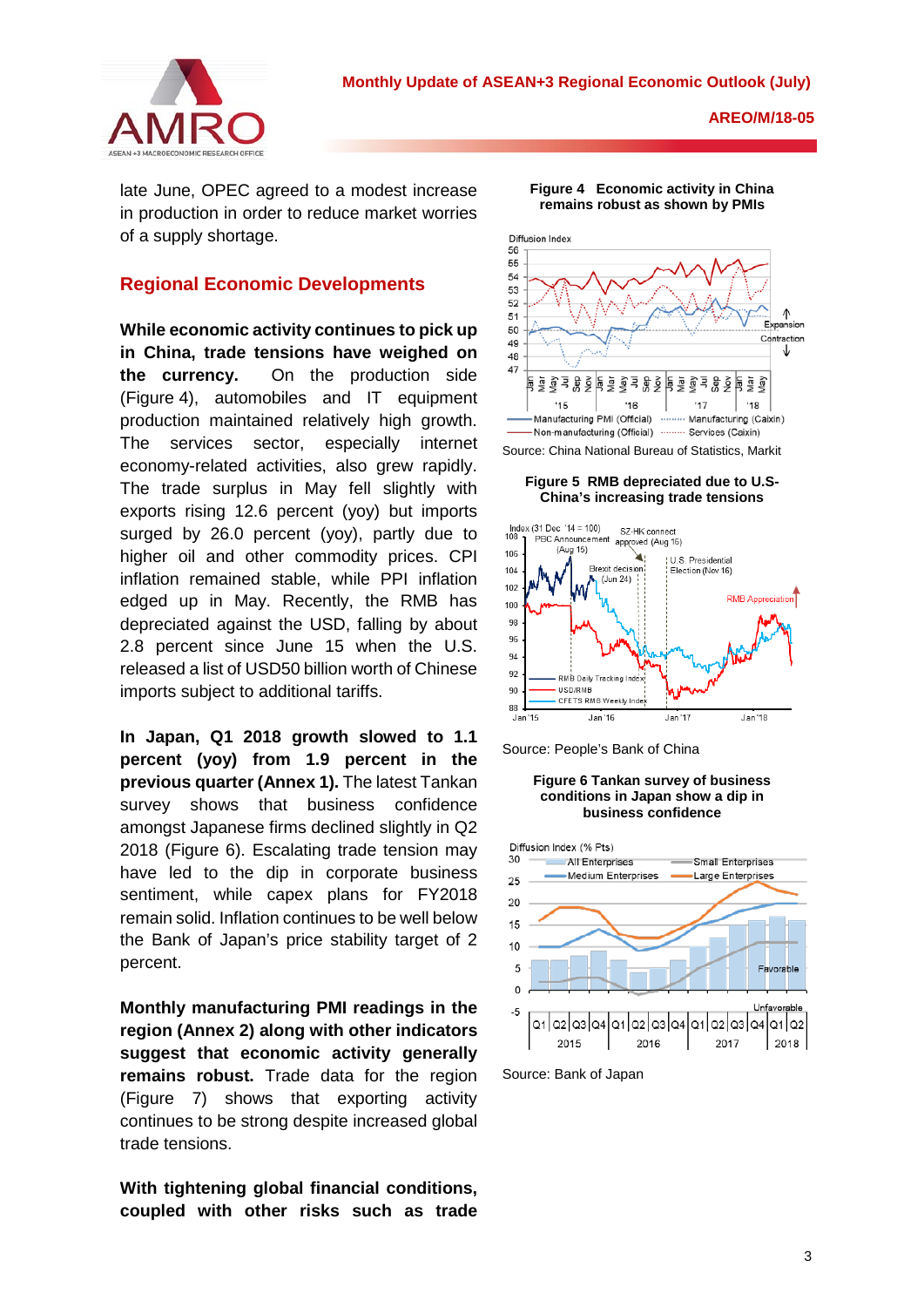late June, OPEC agreed to a modest increase in production in order to reduce market worries of a supply shortage.

## Regional Economic Developments

**While economic activity continues to pick up in China, trade tensions have weighed on the currency.** On the production side (Figure 4), automobiles and IT equipment production maintained relatively high growth. The services sector, especially internet economy-related activities, also grew rapidly. The trade surplus in May fell slightly with exports rising 12.6 percent (yoy) but imports surged by 26.0 percent (yoy), partly due to higher oil and other commodity prices. CPI inflation remained stable, while PPI inflation edged up in May. Recently, the RMB has depreciated against the USD, falling by about 2.8 percent since June 15 when the U.S. released a list of USD50 billion worth of Chinese imports subject to additional tariffs.

**In Japan, Q1 2018 growth slowed to 1.1 percent (yoy) from 1.9 percent in the previous quarter (Annex 1).** The latest Tankan survey shows that business confidence amongst Japanese firms declined slightly in Q2 2018 (Figure 6). Escalating trade tension may have led to the dip in corporate business sentiment, while capex plans for FY2018 remain solid. Inflation continues to be well below the Bank of Japan's price stability target of 2 percent.

**Monthly manufacturing PMI readings in the region (Annex 2) along with other indicators suggest that economic activity generally remains robust.** Trade data for the region (Figure 7) shows that exporting activity continues to be strong despite increased global trade tensions.

**With tightening global financial conditions, coupled with other risks such as trade**

**Figure 4 Economic activity in China remains robust as shown by PMIs**

Source: China National Bureau of Statistics, Markit

**Figure 5 RMB depreciated due to U.S-China's increasing trade tensions**

Source: People's Bank of China

**Figure 6 Tankan survey of business conditions in Japan show a dip in business confidence**

Source: Bank of Japan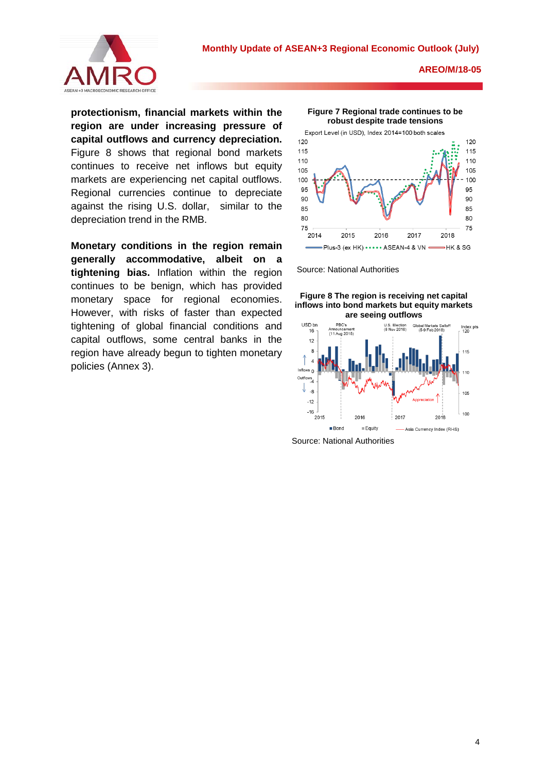**protectionism, financial markets within the region are under increasing pressure of capital outflows and currency depreciation.** Figure 8 shows that regional bond markets continues to receive net inflows but equity markets are experiencing net capital outflows. Regional currencies continue to depreciate against the rising U.S. dollar, similar to the depreciation trend in the RMB.

**Monetary conditions in the region remain generally accommodative, albeit on a tightening bias.** Inflation within the region continues to be benign, which has provided monetary space for regional economies. However, with risks of faster than expected tightening of global financial conditions and capital outflows, some central banks in the region have already begun to tighten monetary policies (Annex 3).

**Figure 7 Regional trade continues to be robust despite trade tensions**

Source: National Authorities

**Figure 8 The region is receiving net capital inflows into bond markets but equity markets are seeing outflows**

Source: National Authorities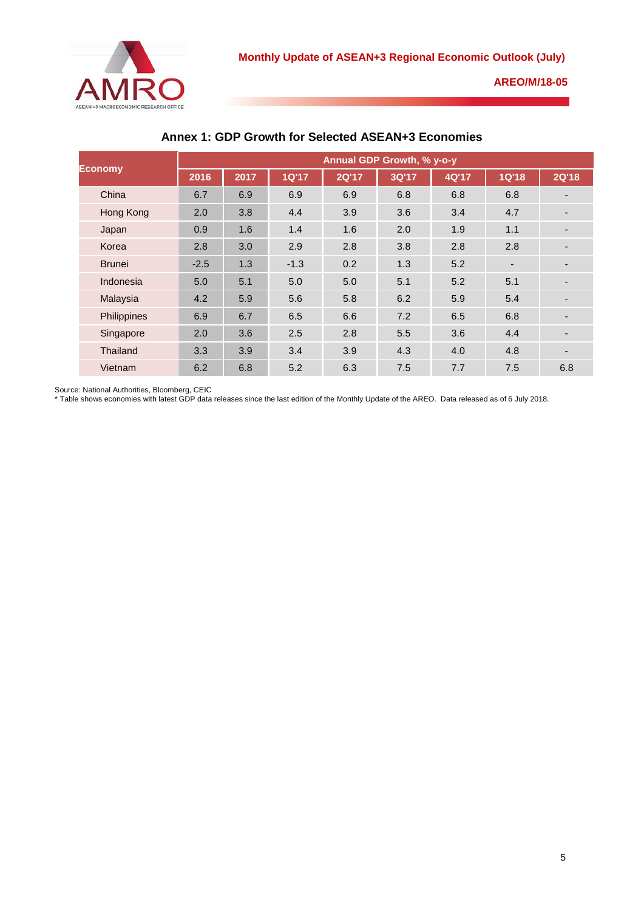## Annex 1: GDP Growth for Selected ASEAN+3 Economies

| Economy | Annual GDP Growth, % y-o-y | | | | | | | |
|---|---|---|---|---|---|---|---|---|
| | 2016 | 2017 | 1Q'17 | 2Q'17 | 3Q'17 | 4Q'17 | 1Q'18 | 2Q'18 |
| China | 6.7 | 6.9 | 6.9 | 6.9 | 6.8 | 6.8 | 6.8 | - |
| Hong Kong | 2.0 | 3.8 | 4.4 | 3.9 | 3.6 | 3.4 | 4.7 | - |
| Japan | 0.9 | 1.6 | 1.4 | 1.6 | 2.0 | 1.9 | 1.1 | - |
| Korea | 2.8 | 3.0 | 2.9 | 2.8 | 3.8 | 2.8 | 2.8 | - |
| Brunei | -2.5 | 1.3 | -1.3 | 0.2 | 1.3 | 5.2 | - | - |
| Indonesia | 5.0 | 5.1 | 5.0 | 5.0 | 5.1 | 5.2 | 5.1 | - |
| Malaysia | 4.2 | 5.9 | 5.6 | 5.8 | 6.2 | 5.9 | 5.4 | - |
| Philippines | 6.9 | 6.7 | 6.5 | 6.6 | 7.2 | 6.5 | 6.8 | - |
| Singapore | 2.0 | 3.6 | 2.5 | 2.8 | 5.5 | 3.6 | 4.4 | - |
| Thailand | 3.3 | 3.9 | 3.4 | 3.9 | 4.3 | 4.0 | 4.8 | - |
| Vietnam | 6.2 | 6.8 | 5.2 | 6.3 | 7.5 | 7.7 | 7.5 | 6.8 |

Source: National Authorities, Bloomberg, CEIC

* Table shows economies with latest GDP data releases since the last edition of the Monthly Update of the AREO. Data released as of 6 July 2018.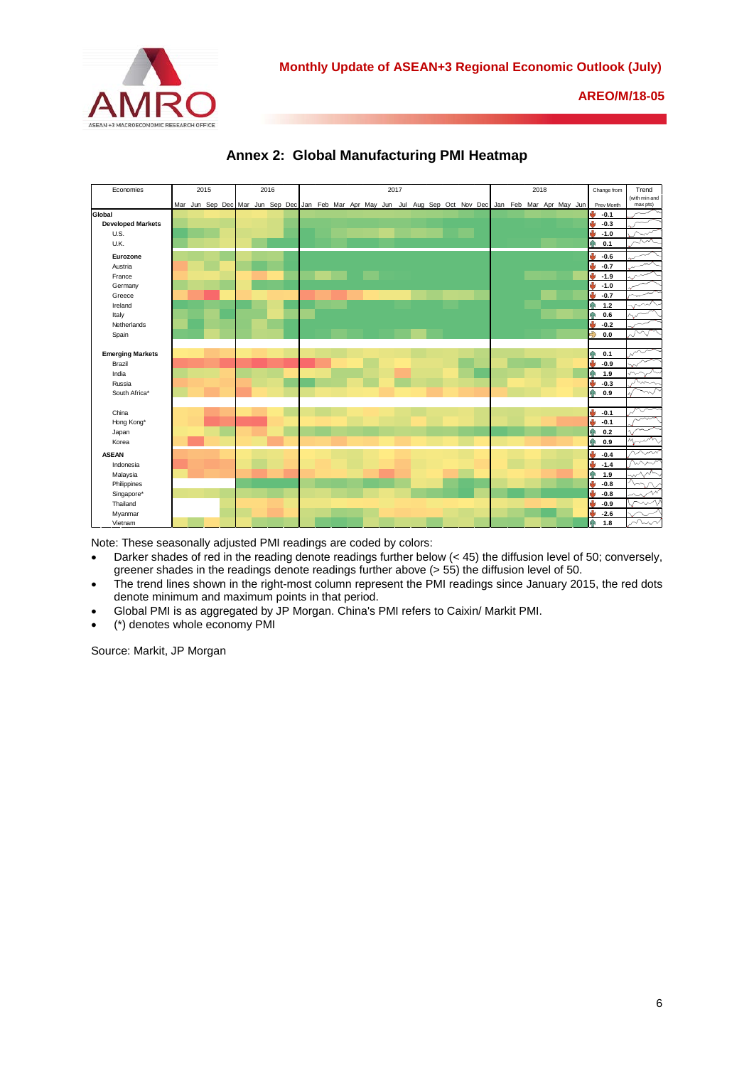## Annex 2: Global Manufacturing PMI Heatmap

| Economies | Change from Prev Month |
|---|---|
| **Global** | -0.1 |
| **Developed Markets** | -0.3 |
| U.S. | -1.0 |
| U.K. | 0.1 |
| **Eurozone** | -0.6 |
| Austria | -0.7 |
| France | -1.9 |
| Germany | -1.0 |
| Greece | -0.7 |
| Ireland | 1.2 |
| Italy | 0.6 |
| Netherlands | -0.2 |
| Spain | 0.0 |
| **Emerging Markets** | 0.1 |
| Brazil | -0.9 |
| India | 1.9 |
| Russia | -0.3 |
| South Africa* | 0.9 |
| China | -0.1 |
| Hong Kong* | -0.1 |
| Japan | 0.2 |
| Korea | 0.9 |
| **ASEAN** | -0.4 |
| Indonesia | -1.4 |
| Malaysia | 1.9 |
| Philippines | -0.8 |
| Singapore* | -0.8 |
| Thailand | -0.9 |
| Myanmar | -2.6 |
| Vietnam | 1.8 |

Note: These seasonally adjusted PMI readings are coded by colors:

- Darker shades of red in the readings denote readings further below (< 45) the diffusion level of 50; conversely, greener shades in the readings denote readings further above (> 55) the diffusion level of 50.
- The trend lines shown in the right-most column represent the PMI readings since January 2015, the red dots denote minimum and maximum points in that period.
- Global PMI is as aggregated by JP Morgan. China's PMI refers to Caixin/ Markit PMI.
- (*) denotes whole economy PMI

Source: Markit, JP Morgan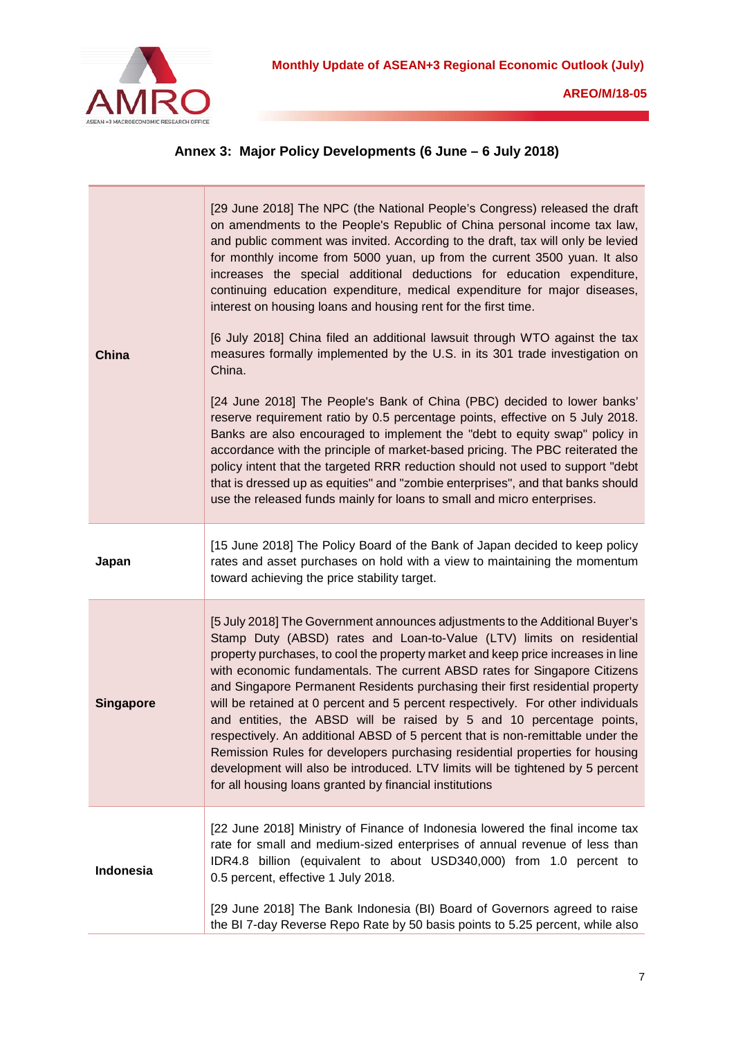## Annex 3: Major Policy Developments (6 June – 6 July 2018)

| | |
|---|---|
| **China** | [29 June 2018] The NPC (the National People's Congress) released the draft on amendments to the People's Republic of China personal income tax law, and public comment was invited. According to the draft, tax will only be levied for monthly income from 5000 yuan, up from the current 3500 yuan. It also increases the special additional deductions for education expenditure, continuing education expenditure, medical expenditure for major diseases, interest on housing loans and housing rent for the first time.<br><br>[6 July 2018] China filed an additional lawsuit through WTO against the tax measures formally implemented by the U.S. in its 301 trade investigation on China.<br><br>[24 June 2018] The People's Bank of China (PBC) decided to lower banks' reserve requirement ratio by 0.5 percentage points, effective on 5 July 2018. Banks are also encouraged to implement the "debt to equity swap" policy in accordance with the principle of market-based pricing. The PBC reiterated the policy intent that the targeted RRR reduction should not used to support "debt that is dressed up as equities" and "zombie enterprises", and that banks should use the released funds mainly for loans to small and micro enterprises. |
| **Japan** | [15 June 2018] The Policy Board of the Bank of Japan decided to keep policy rates and asset purchases on hold with a view to maintaining the momentum toward achieving the price stability target. |
| **Singapore** | [5 July 2018] The Government announces adjustments to the Additional Buyer's Stamp Duty (ABSD) rates and Loan-to-Value (LTV) limits on residential property purchases, to cool the property market and keep price increases in line with economic fundamentals. The current ABSD rates for Singapore Citizens and Singapore Permanent Residents purchasing their first residential property will be retained at 0 percent and 5 percent respectively. For other individuals and entities, the ABSD will be raised by 5 and 10 percentage points, respectively. An additional ABSD of 5 percent that is non-remittable under the Remission Rules for developers purchasing residential properties for housing development will also be introduced. LTV limits will be tightened by 5 percent for all housing loans granted by financial institutions |
| **Indonesia** | [22 June 2018] Ministry of Finance of Indonesia lowered the final income tax rate for small and medium-sized enterprises of annual revenue of less than IDR4.8 billion (equivalent to about USD340,000) from 1.0 percent to 0.5 percent, effective 1 July 2018.<br><br>[29 June 2018] The Bank Indonesia (BI) Board of Governors agreed to raise the BI 7-day Reverse Repo Rate by 50 basis points to 5.25 percent, while also |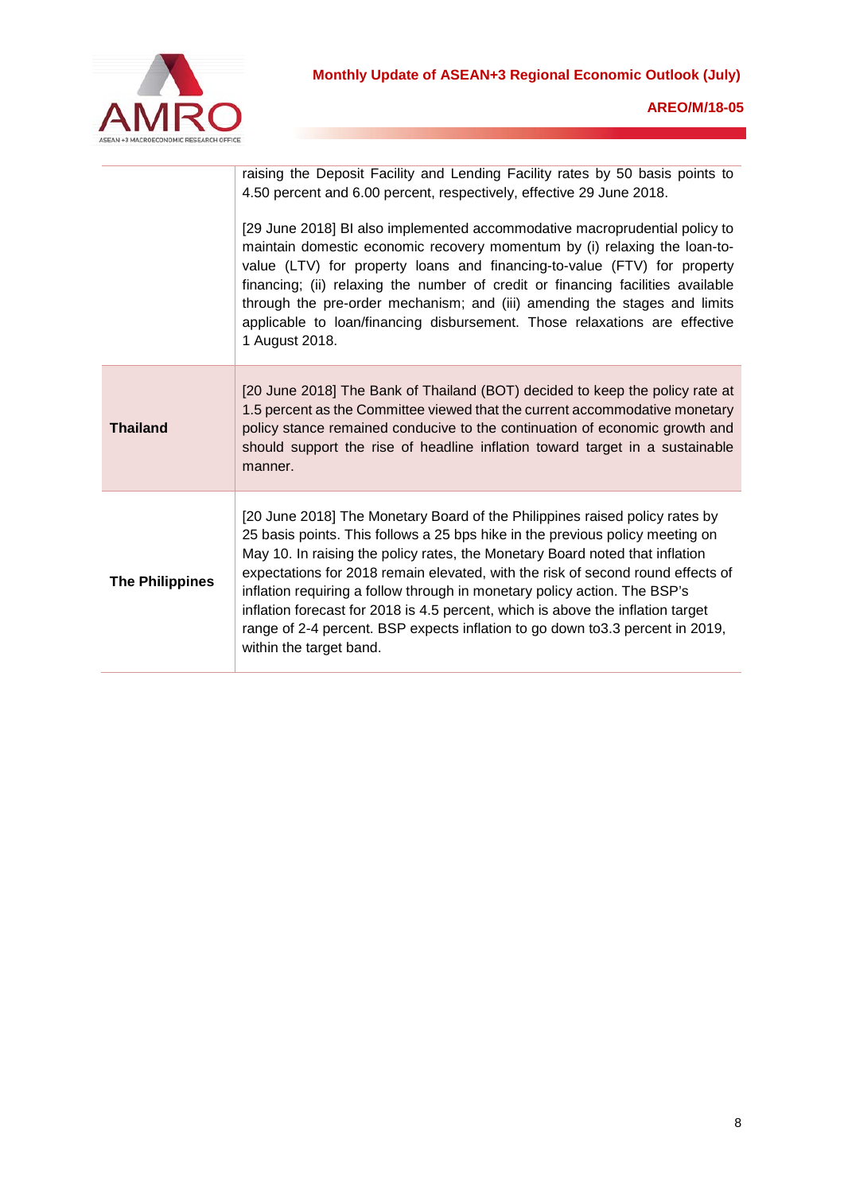| | |
|---|---|
| | raising the Deposit Facility and Lending Facility rates by 50 basis points to 4.50 percent and 6.00 percent, respectively, effective 29 June 2018.<br><br>[29 June 2018] BI also implemented accommodative macroprudential policy to maintain domestic economic recovery momentum by (i) relaxing the loan-to-value (LTV) for property loans and financing-to-value (FTV) for property financing; (ii) relaxing the number of credit or financing facilities available through the pre-order mechanism; and (iii) amending the stages and limits applicable to loan/financing disbursement. Those relaxations are effective 1 August 2018. |
| **Thailand** | [20 June 2018] The Bank of Thailand (BOT) decided to keep the policy rate at 1.5 percent as the Committee viewed that the current accommodative monetary policy stance remained conducive to the continuation of economic growth and should support the rise of headline inflation toward target in a sustainable manner. |
| **The Philippines** | [20 June 2018] The Monetary Board of the Philippines raised policy rates by 25 basis points. This follows a 25 bps hike in the previous policy meeting on May 10. In raising the policy rates, the Monetary Board noted that inflation expectations for 2018 remain elevated, with the risk of second round effects of inflation requiring a follow through in monetary policy action. The BSP's inflation forecast for 2018 is 4.5 percent, which is above the inflation target range of 2-4 percent. BSP expects inflation to go down to3.3 percent in 2019, within the target band. |